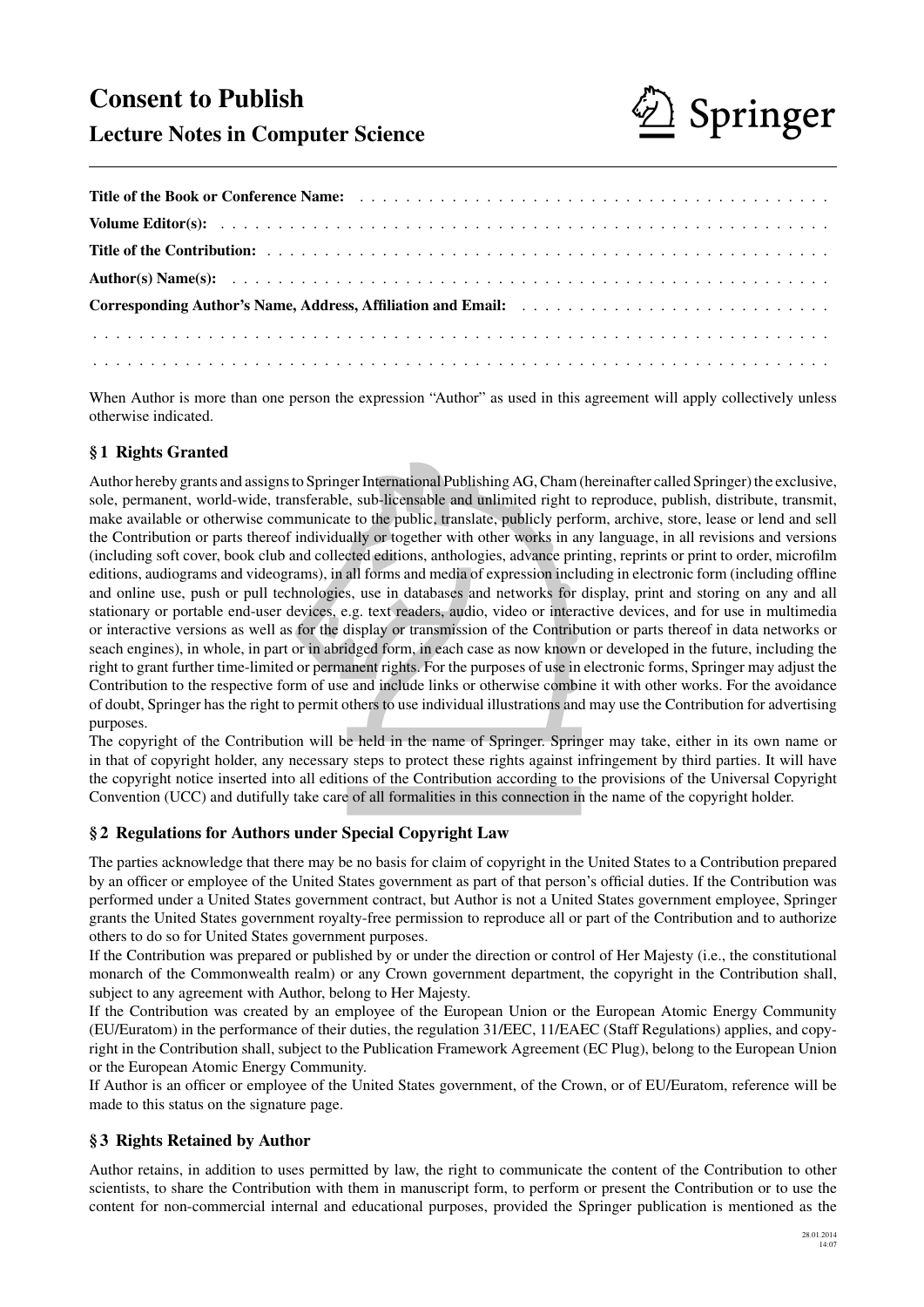# Consent to Publish

## Lecture Notes in Computer Science

Springer

**Title of the Book or Conference Name:** . . . . . . . . . . . . . . . . . . . . . . . . . . . . . . . . . . . . . . . . . .

**Volume Editor(s):** . . . . . . . . . . . . . . . . . . . . . . . . . . . . . . . . . . . . . . . . . . . . . . . . . . . . . . .

**Title of the Contribution:** . . . . . . . . . . . . . . . . . . . . . . . . . . . . . . . . . . . . . . . . . . . . . . . . . . .

**Author(s) Name(s):** . . . . . . . . . . . . . . . . . . . . . . . . . . . . . . . . . . . . . . . . . . . . . . . . . . . . . .

**Corresponding Author's Name, Address, Affiliation and Email:** . . . . . . . . . . . . . . . . . . . . . . . . . .

. . . . . . . . . . . . . . . . . . . . . . . . . . . . . . . . . . . . . . . . . . . . . . . . . . . . . . . . . . . . . . . . . . . .

. . . . . . . . . . . . . . . . . . . . . . . . . . . . . . . . . . . . . . . . . . . . . . . . . . . . . . . . . . . . . . . . . . . .

When Author is more than one person the expression "Author" as used in this agreement will apply collectively unless otherwise indicated.

### § 1 Rights Granted

Author hereby grants and assigns to Springer International Publishing AG, Cham (hereinafter called Springer) the exclusive, sole, permanent, world-wide, transferable, sub-licensable and unlimited right to reproduce, publish, distribute, transmit, make available or otherwise communicate to the public, translate, publicly perform, archive, store, lease or lend and sell the Contribution or parts thereof individually or together with other works in any language, in all revisions and versions (including soft cover, book club and collected editions, anthologies, advance printing, reprints or print to order, microfilm editions, audiograms and videograms), in all forms and media of expression including in electronic form (including offline and online use, push or pull technologies, use in databases and networks for display, print and storing on any and all stationary or portable end-user devices, e.g. text readers, audio, video or interactive devices, and for use in multimedia or interactive versions as well as for the display or transmission of the Contribution or parts thereof in data networks or seach engines), in whole, in part or in abridged form, in each case as now known or developed in the future, including the right to grant further time-limited or permanent rights. For the purposes of use in electronic forms, Springer may adjust the Contribution to the respective form of use and include links or otherwise combine it with other works. For the avoidance of doubt, Springer has the right to permit others to use individual illustrations and may use the Contribution for advertising purposes.

The copyright of the Contribution will be held in the name of Springer. Springer may take, either in its own name or in that of copyright holder, any necessary steps to protect these rights against infringement by third parties. It will have the copyright notice inserted into all editions of the Contribution according to the provisions of the Universal Copyright Convention (UCC) and dutifully take care of all formalities in this connection in the name of the copyright holder.

### § 2 Regulations for Authors under Special Copyright Law

The parties acknowledge that there may be no basis for claim of copyright in the United States to a Contribution prepared by an officer or employee of the United States government as part of that person's official duties. If the Contribution was performed under a United States government contract, but Author is not a United States government employee, Springer grants the United States government royalty-free permission to reproduce all or part of the Contribution and to authorize others to do so for United States government purposes.

If the Contribution was prepared or published by or under the direction or control of Her Majesty (i.e., the constitutional monarch of the Commonwealth realm) or any Crown government department, the copyright in the Contribution shall, subject to any agreement with Author, belong to Her Majesty.

If the Contribution was created by an employee of the European Union or the European Atomic Energy Community (EU/Euratom) in the performance of their duties, the regulation 31/EEC, 11/EAEC (Staff Regulations) applies, and copyright in the Contribution shall, subject to the Publication Framework Agreement (EC Plug), belong to the European Union or the European Atomic Energy Community.

If Author is an officer or employee of the United States government, of the Crown, or of EU/Euratom, reference will be made to this status on the signature page.

### § 3 Rights Retained by Author

Author retains, in addition to uses permitted by law, the right to communicate the content of the Contribution to other scientists, to share the Contribution with them in manuscript form, to perform or present the Contribution or to use the content for non-commercial internal and educational purposes, provided the Springer publication is mentioned as the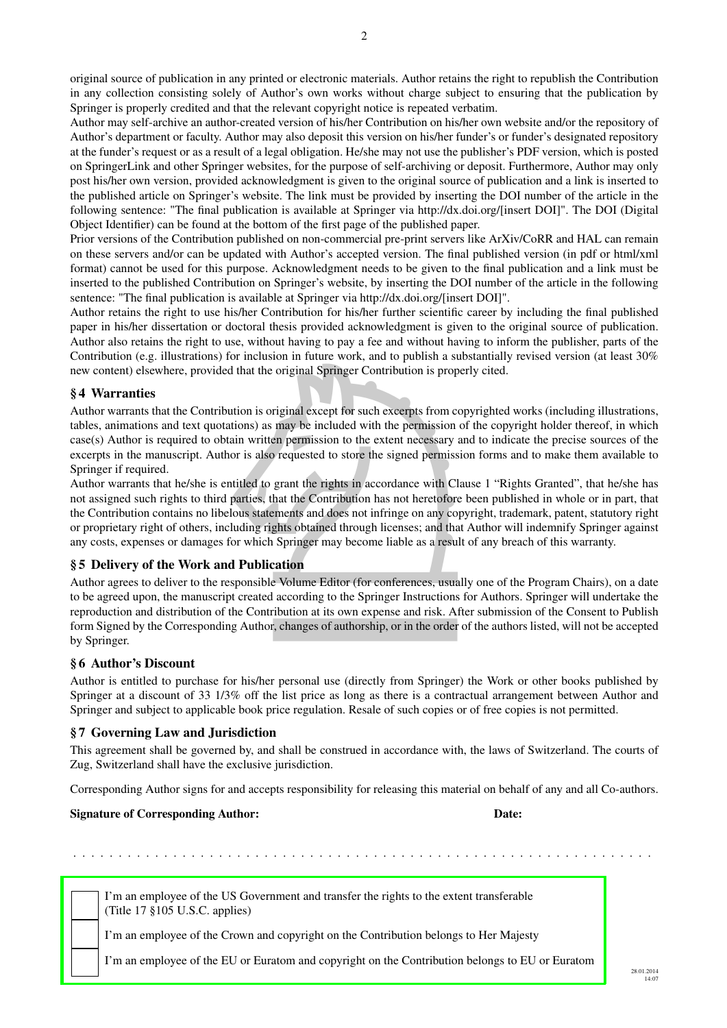original source of publication in any printed or electronic materials. Author retains the right to republish the Contribution in any collection consisting solely of Author's own works without charge subject to ensuring that the publication by Springer is properly credited and that the relevant copyright notice is repeated verbatim.

Author may self-archive an author-created version of his/her Contribution on his/her own website and/or the repository of Author's department or faculty. Author may also deposit this version on his/her funder's or funder's designated repository at the funder's request or as a result of a legal obligation. He/she may not use the publisher's PDF version, which is posted on SpringerLink and other Springer websites, for the purpose of self-archiving or deposit. Furthermore, Author may only post his/her own version, provided acknowledgment is given to the original source of publication and a link is inserted to the published article on Springer's website. The link must be provided by inserting the DOI number of the article in the following sentence: "The final publication is available at Springer via http://dx.doi.org/[insert DOI]". The DOI (Digital Object Identifier) can be found at the bottom of the first page of the published paper.

Prior versions of the Contribution published on non-commercial pre-print servers like ArXiv/CoRR and HAL can remain on these servers and/or can be updated with Author's accepted version. The final published version (in pdf or html/xml format) cannot be used for this purpose. Acknowledgment needs to be given to the final publication and a link must be inserted to the published Contribution on Springer's website, by inserting the DOI number of the article in the following sentence: "The final publication is available at Springer via http://dx.doi.org/[insert DOI]".

Author retains the right to use his/her Contribution for his/her further scientific career by including the final published paper in his/her dissertation or doctoral thesis provided acknowledgment is given to the original source of publication. Author also retains the right to use, without having to pay a fee and without having to inform the publisher, parts of the Contribution (e.g. illustrations) for inclusion in future work, and to publish a substantially revised version (at least 30% new content) elsewhere, provided that the original Springer Contribution is properly cited.

## § 4 Warranties

Author warrants that the Contribution is original except for such excerpts from copyrighted works (including illustrations, tables, animations and text quotations) as may be included with the permission of the copyright holder thereof, in which case(s) Author is required to obtain written permission to the extent necessary and to indicate the precise sources of the excerpts in the manuscript. Author is also requested to store the signed permission forms and to make them available to Springer if required.

Author warrants that he/she is entitled to grant the rights in accordance with Clause 1 "Rights Granted", that he/she has not assigned such rights to third parties, that the Contribution has not heretofore been published in whole or in part, that the Contribution contains no libelous statements and does not infringe on any copyright, trademark, patent, statutory right or proprietary right of others, including rights obtained through licenses; and that Author will indemnify Springer against any costs, expenses or damages for which Springer may become liable as a result of any breach of this warranty.

## § 5 Delivery of the Work and Publication

Author agrees to deliver to the responsible Volume Editor (for conferences, usually one of the Program Chairs), on a date to be agreed upon, the manuscript created according to the Springer Instructions for Authors. Springer will undertake the reproduction and distribution of the Contribution at its own expense and risk. After submission of the Consent to Publish form Signed by the Corresponding Author, changes of authorship, or in the order of the authors listed, will not be accepted by Springer.

## § 6 Author's Discount

Author is entitled to purchase for his/her personal use (directly from Springer) the Work or other books published by Springer at a discount of 33 1/3% off the list price as long as there is a contractual arrangement between Author and Springer and subject to applicable book price regulation. Resale of such copies or of free copies is not permitted.

## § 7 Governing Law and Jurisdiction

This agreement shall be governed by, and shall be construed in accordance with, the laws of Switzerland. The courts of Zug, Switzerland shall have the exclusive jurisdiction.

Corresponding Author signs for and accepts responsibility for releasing this material on behalf of any and all Co-authors.

**Signature of Corresponding Author:** **Date:**

- [ ] I'm an employee of the US Government and transfer the rights to the extent transferable (Title 17 §105 U.S.C. applies)
- [ ] I'm an employee of the Crown and copyright on the Contribution belongs to Her Majesty
- [ ] I'm an employee of the EU or Euratom and copyright on the Contribution belongs to EU or Euratom

28.01.2014 14:07